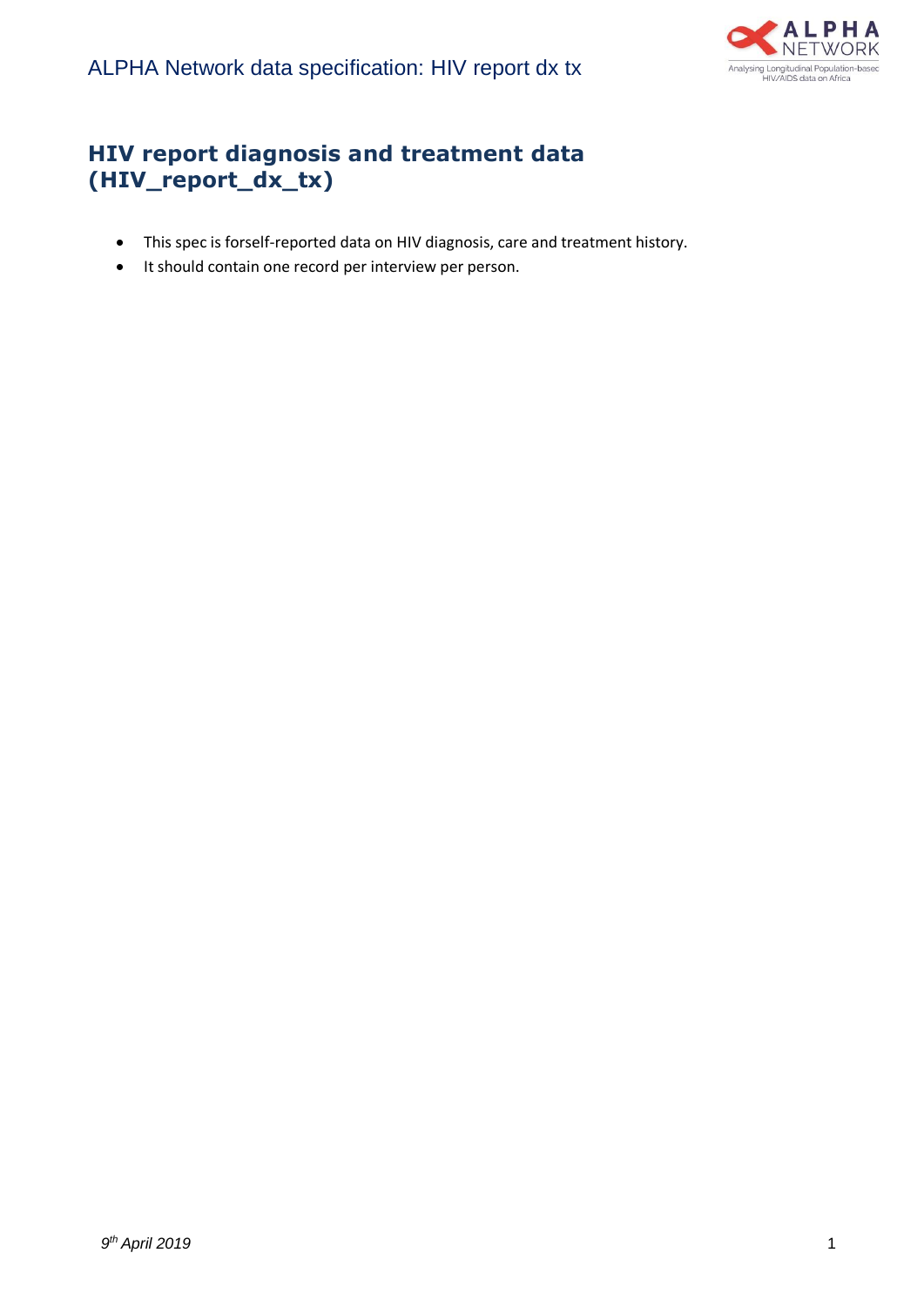## HIV report diagnosis and treatment data (HIV_report_dx_tx)

- This spec is forself-reported data on HIV diagnosis, care and treatment history.
- It should contain one record per interview per person.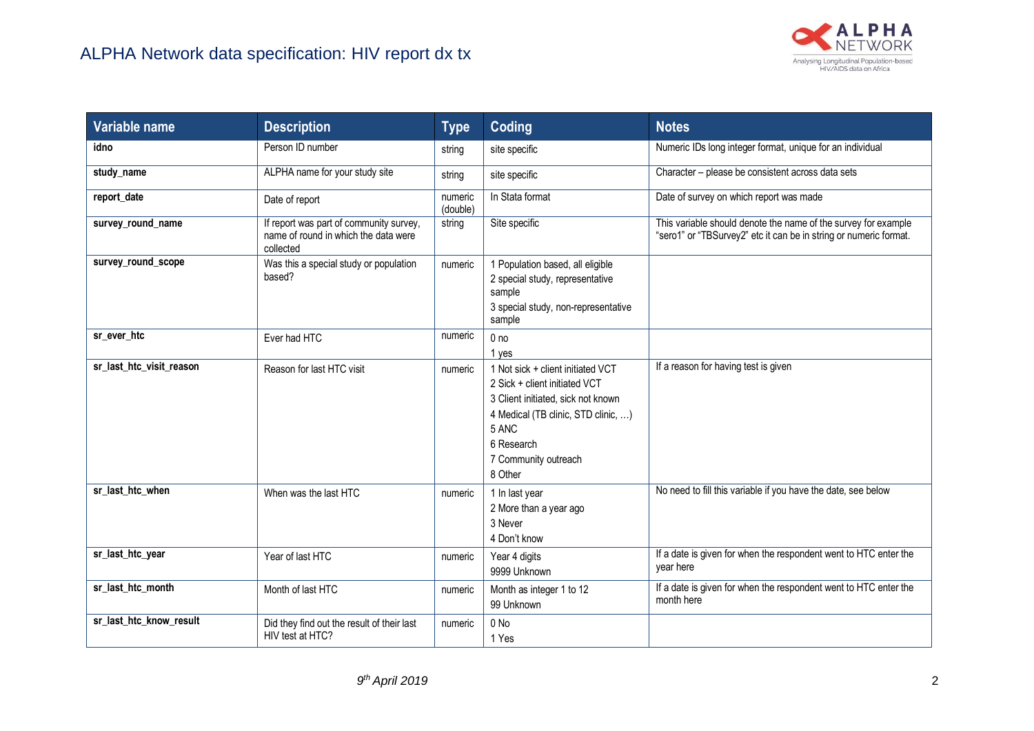| Variable name | Description | Type | Coding | Notes |
|---|---|---|---|---|
| **idno** | Person ID number | string | site specific | Numeric IDs long integer format, unique for an individual |
| **study_name** | ALPHA name for your study site | string | site specific | Character – please be consistent across data sets |
| **report_date** | Date of report | numeric (double) | In Stata format | Date of survey on which report was made |
| **survey_round_name** | If report was part of community survey, name of round in which the data were collected | string | Site specific | This variable should denote the name of the survey for example "sero1" or "TBSurvey2" etc it can be in string or numeric format. |
| **survey_round_scope** | Was this a special study or population based? | numeric | 1 Population based, all eligible<br>2 special study, representative sample<br>3 special study, non-representative sample | |
| **sr_ever_htc** | Ever had HTC | numeric | 0 no<br>1 yes | |
| **sr_last_htc_visit_reason** | Reason for last HTC visit | numeric | 1 Not sick + client initiated VCT<br>2 Sick + client initiated VCT<br>3 Client initiated, sick not known<br>4 Medical (TB clinic, STD clinic, …)<br>5 ANC<br>6 Research<br>7 Community outreach<br>8 Other | If a reason for having test is given |
| **sr_last_htc_when** | When was the last HTC | numeric | 1 In last year<br>2 More than a year ago<br>3 Never<br>4 Don't know | No need to fill this variable if you have the date, see below |
| **sr_last_htc_year** | Year of last HTC | numeric | Year 4 digits<br>9999 Unknown | If a date is given for when the respondent went to HTC enter the year here |
| **sr_last_htc_month** | Month of last HTC | numeric | Month as integer 1 to 12<br>99 Unknown | If a date is given for when the respondent went to HTC enter the month here |
| **sr_last_htc_know_result** | Did they find out the result of their last HIV test at HTC? | numeric | 0 No<br>1 Yes | |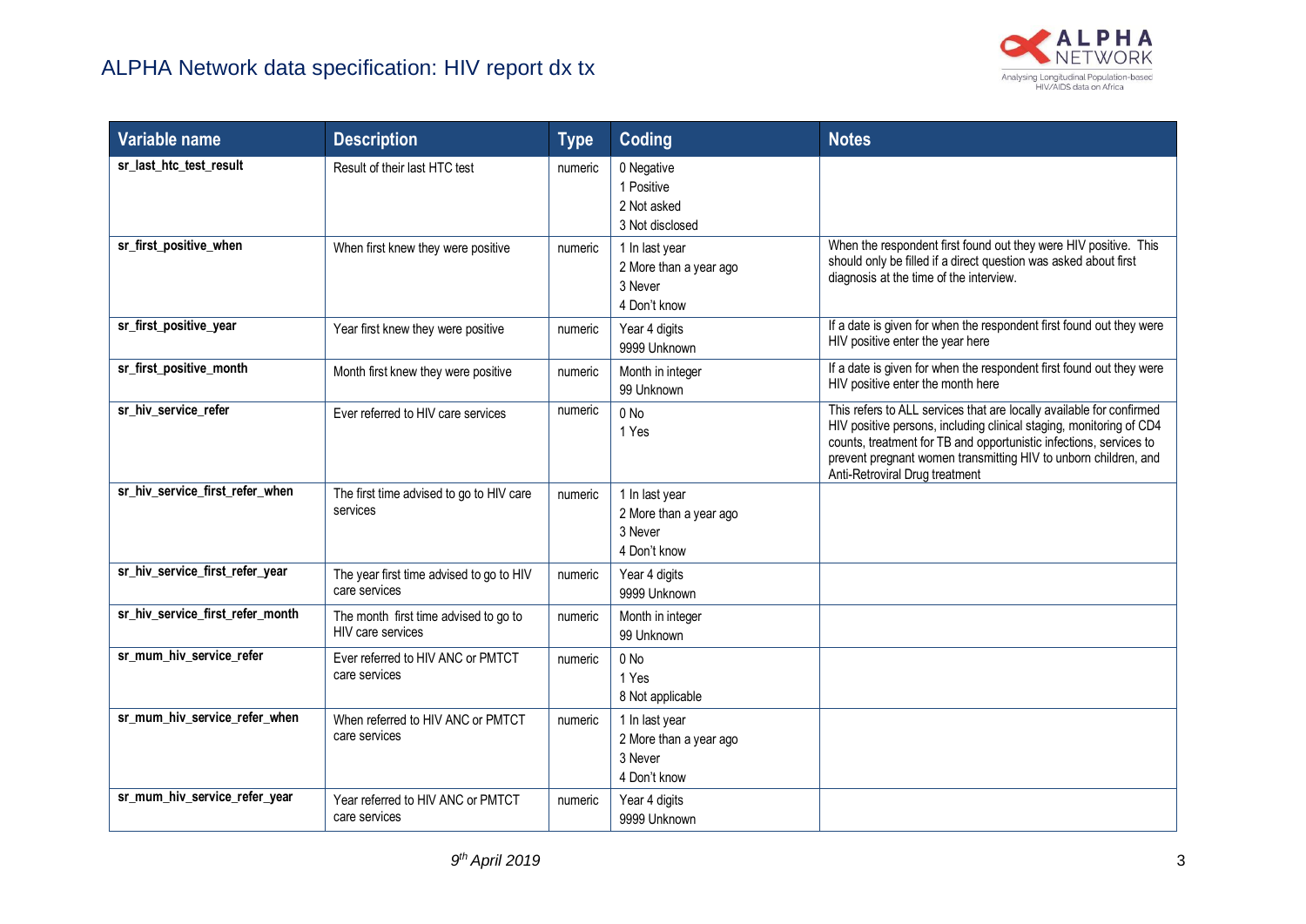| Variable name | Description | Type | Coding | Notes |
|---|---|---|---|---|
| **sr_last_htc_test_result** | Result of their last HTC test | numeric | 0 Negative<br>1 Positive<br>2 Not asked<br>3 Not disclosed | |
| **sr_first_positive_when** | When first knew they were positive | numeric | 1 In last year<br>2 More than a year ago<br>3 Never<br>4 Don't know | When the respondent first found out they were HIV positive. This should only be filled if a direct question was asked about first diagnosis at the time of the interview. |
| **sr_first_positive_year** | Year first knew they were positive | numeric | Year 4 digits<br>9999 Unknown | If a date is given for when the respondent first found out they were HIV positive enter the year here |
| **sr_first_positive_month** | Month first knew they were positive | numeric | Month in integer<br>99 Unknown | If a date is given for when the respondent first found out they were HIV positive enter the month here |
| **sr_hiv_service_refer** | Ever referred to HIV care services | numeric | 0 No<br>1 Yes | This refers to ALL services that are locally available for confirmed HIV positive persons, including clinical staging, monitoring of CD4 counts, treatment for TB and opportunistic infections, services to prevent pregnant women transmitting HIV to unborn children, and Anti-Retroviral Drug treatment |
| **sr_hiv_service_first_refer_when** | The first time advised to go to HIV care services | numeric | 1 In last year<br>2 More than a year ago<br>3 Never<br>4 Don't know | |
| **sr_hiv_service_first_refer_year** | The year first time advised to go to HIV care services | numeric | Year 4 digits<br>9999 Unknown | |
| **sr_hiv_service_first_refer_month** | The month first time advised to go to HIV care services | numeric | Month in integer<br>99 Unknown | |
| **sr_mum_hiv_service_refer** | Ever referred to HIV ANC or PMTCT care services | numeric | 0 No<br>1 Yes<br>8 Not applicable | |
| **sr_mum_hiv_service_refer_when** | When referred to HIV ANC or PMTCT care services | numeric | 1 In last year<br>2 More than a year ago<br>3 Never<br>4 Don't know | |
| **sr_mum_hiv_service_refer_year** | Year referred to HIV ANC or PMTCT care services | numeric | Year 4 digits<br>9999 Unknown | |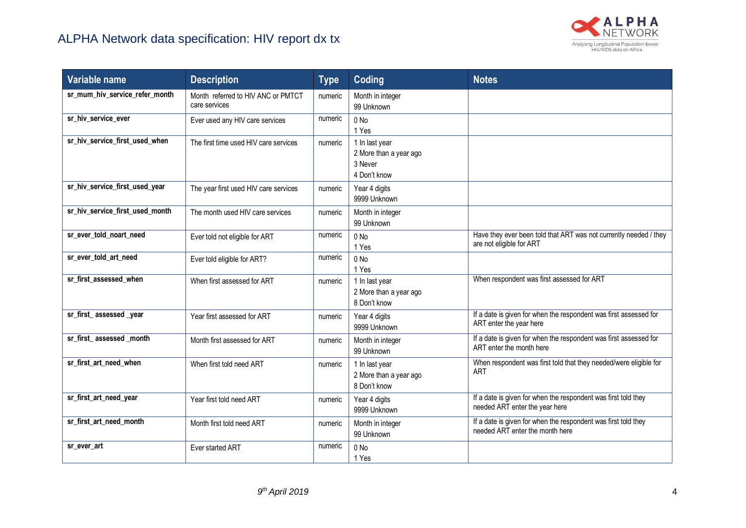| Variable name | Description | Type | Coding | Notes |
|---|---|---|---|---|
| **sr_mum_hiv_service_refer_month** | Month referred to HIV ANC or PMTCT care services | numeric | Month in integer<br>99 Unknown | |
| **sr_hiv_service_ever** | Ever used any HIV care services | numeric | 0 No<br>1 Yes | |
| **sr_hiv_service_first_used_when** | The first time used HIV care services | numeric | 1 In last year<br>2 More than a year ago<br>3 Never<br>4 Don't know | |
| **sr_hiv_service_first_used_year** | The year first used HIV care services | numeric | Year 4 digits<br>9999 Unknown | |
| **sr_hiv_service_first_used_month** | The month used HIV care services | numeric | Month in integer<br>99 Unknown | |
| **sr_ever_told_noart_need** | Ever told not eligible for ART | numeric | 0 No<br>1 Yes | Have they ever been told that ART was not currently needed / they are not eligible for ART |
| **sr_ever_told_art_need** | Ever told eligible for ART? | numeric | 0 No<br>1 Yes | |
| **sr_first_assessed_when** | When first assessed for ART | numeric | 1 In last year<br>2 More than a year ago<br>8 Don't know | When respondent was first assessed for ART |
| **sr_first_ assessed _year** | Year first assessed for ART | numeric | Year 4 digits<br>9999 Unknown | If a date is given for when the respondent was first assessed for ART enter the year here |
| **sr_first_ assessed _month** | Month first assessed for ART | numeric | Month in integer<br>99 Unknown | If a date is given for when the respondent was first assessed for ART enter the month here |
| **sr_first_art_need_when** | When first told need ART | numeric | 1 In last year<br>2 More than a year ago<br>8 Don't know | When respondent was first told that they needed/were eligible for ART |
| **sr_first_art_need_year** | Year first told need ART | numeric | Year 4 digits<br>9999 Unknown | If a date is given for when the respondent was first told they needed ART enter the year here |
| **sr_first_art_need_month** | Month first told need ART | numeric | Month in integer<br>99 Unknown | If a date is given for when the respondent was first told they needed ART enter the month here |
| **sr_ever_art** | Ever started ART | numeric | 0 No<br>1 Yes | |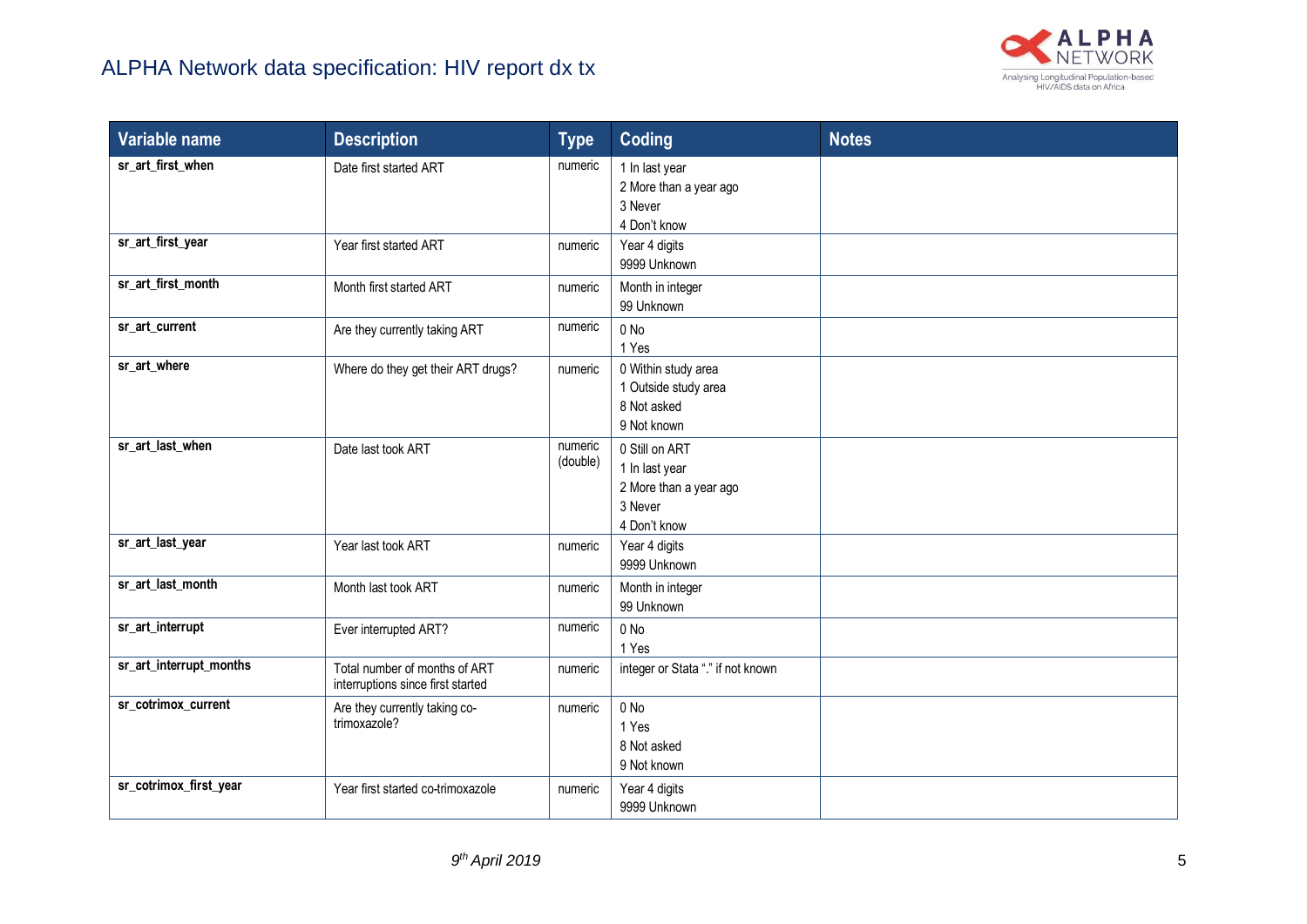| Variable name | Description | Type | Coding | Notes |
|---|---|---|---|---|
| **sr_art_first_when** | Date first started ART | numeric | 1 In last year<br>2 More than a year ago<br>3 Never<br>4 Don't know | |
| **sr_art_first_year** | Year first started ART | numeric | Year 4 digits<br>9999 Unknown | |
| **sr_art_first_month** | Month first started ART | numeric | Month in integer<br>99 Unknown | |
| **sr_art_current** | Are they currently taking ART | numeric | 0 No<br>1 Yes | |
| **sr_art_where** | Where do they get their ART drugs? | numeric | 0 Within study area<br>1 Outside study area<br>8 Not asked<br>9 Not known | |
| **sr_art_last_when** | Date last took ART | numeric (double) | 0 Still on ART<br>1 In last year<br>2 More than a year ago<br>3 Never<br>4 Don't know | |
| **sr_art_last_year** | Year last took ART | numeric | Year 4 digits<br>9999 Unknown | |
| **sr_art_last_month** | Month last took ART | numeric | Month in integer<br>99 Unknown | |
| **sr_art_interrupt** | Ever interrupted ART? | numeric | 0 No<br>1 Yes | |
| **sr_art_interrupt_months** | Total number of months of ART interruptions since first started | numeric | integer or Stata "." if not known | |
| **sr_cotrimox_current** | Are they currently taking co-trimoxazole? | numeric | 0 No<br>1 Yes<br>8 Not asked<br>9 Not known | |
| **sr_cotrimox_first_year** | Year first started co-trimoxazole | numeric | Year 4 digits<br>9999 Unknown | |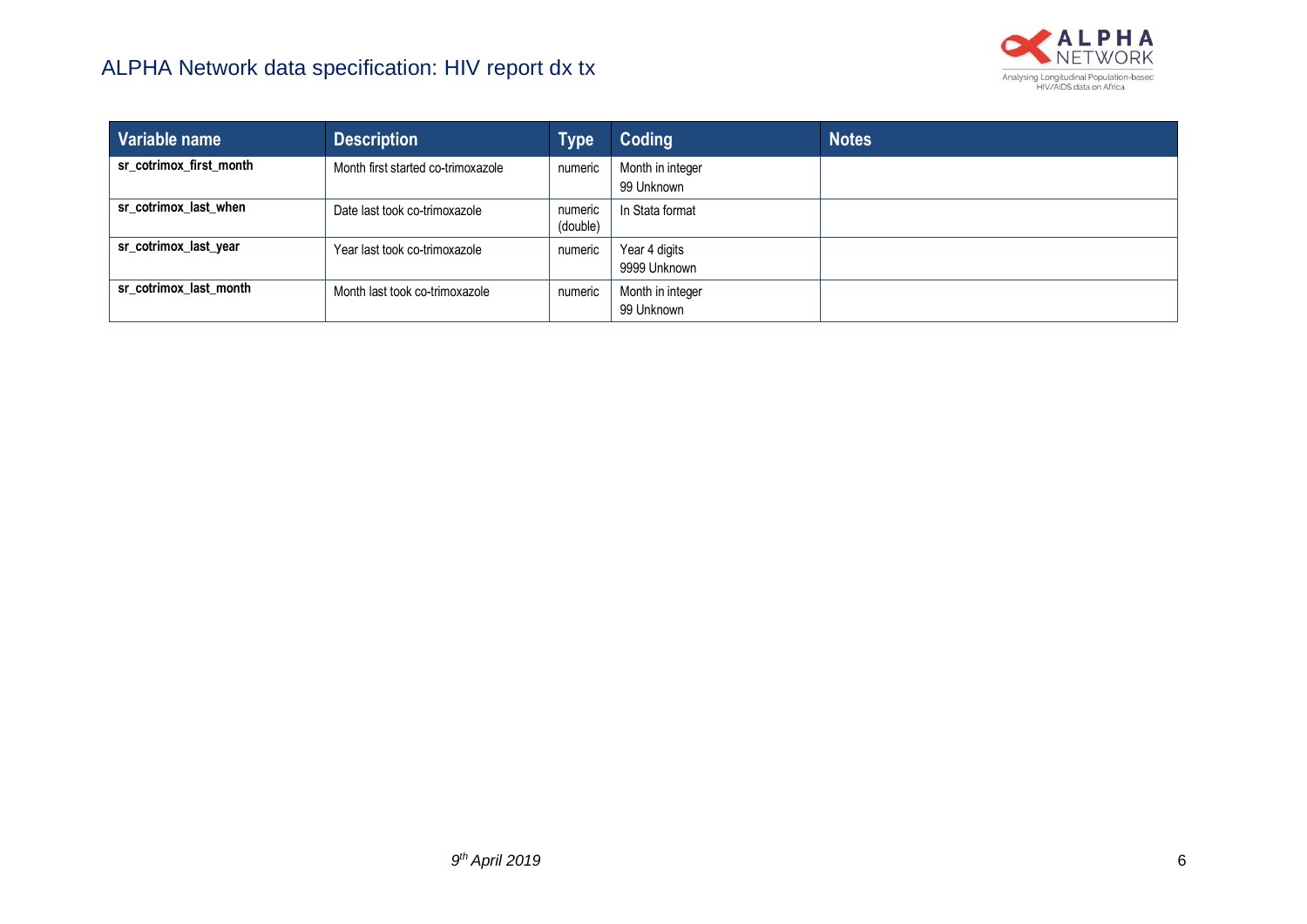| Variable name | Description | Type | Coding | Notes |
|---|---|---|---|---|
| **sr_cotrimox_first_month** | Month first started co-trimoxazole | numeric | Month in integer<br>99 Unknown | |
| **sr_cotrimox_last_when** | Date last took co-trimoxazole | numeric (double) | In Stata format | |
| **sr_cotrimox_last_year** | Year last took co-trimoxazole | numeric | Year 4 digits<br>9999 Unknown | |
| **sr_cotrimox_last_month** | Month last took co-trimoxazole | numeric | Month in integer<br>99 Unknown | |